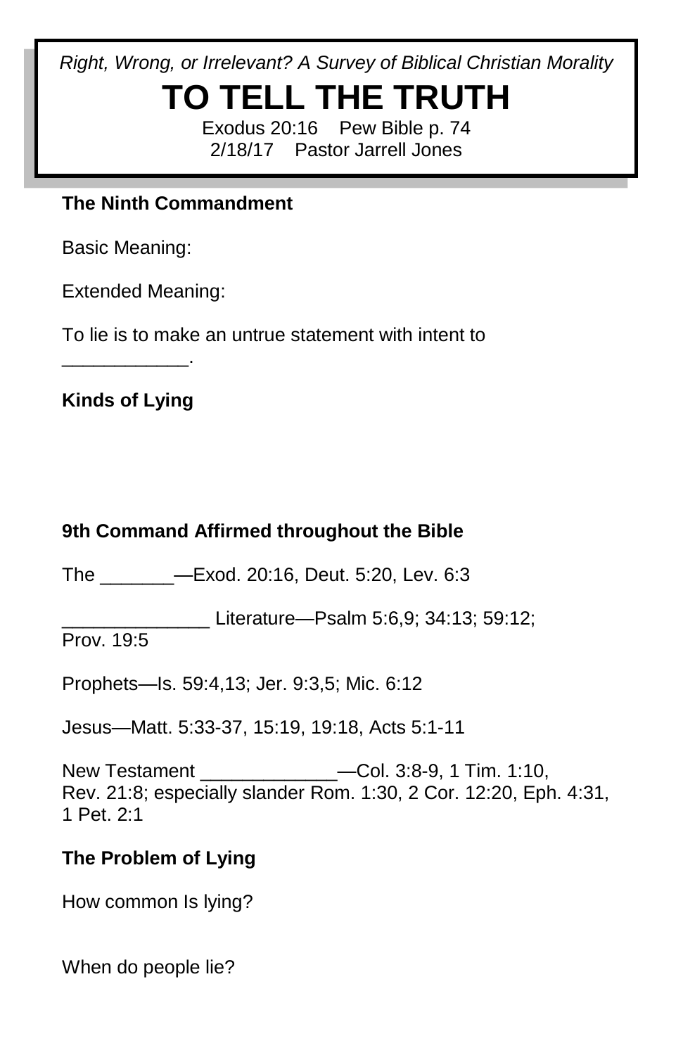*Right, Wrong, or Irrelevant? A Survey of Biblical Christian Morality*

# TO TELL THE TRUTH

Exodus 20:16    Pew Bible p. 74

2/18/17    Pastor Jarrell Jones

**The Ninth Commandment**

Basic Meaning:

Extended Meaning:

To lie is to make an untrue statement with intent to ____________.

**Kinds of Lying**

**9th Command Affirmed throughout the Bible**

The _______—Exod. 20:16, Deut. 5:20, Lev. 6:3

______________ Literature—Psalm 5:6,9; 34:13; 59:12; Prov. 19:5

Prophets—Is. 59:4,13; Jer. 9:3,5; Mic. 6:12

Jesus—Matt. 5:33-37, 15:19, 19:18, Acts 5:1-11

New Testament _____________—Col. 3:8-9, 1 Tim. 1:10, Rev. 21:8; especially slander Rom. 1:30, 2 Cor. 12:20, Eph. 4:31, 1 Pet. 2:1

**The Problem of Lying**

How common Is lying?

When do people lie?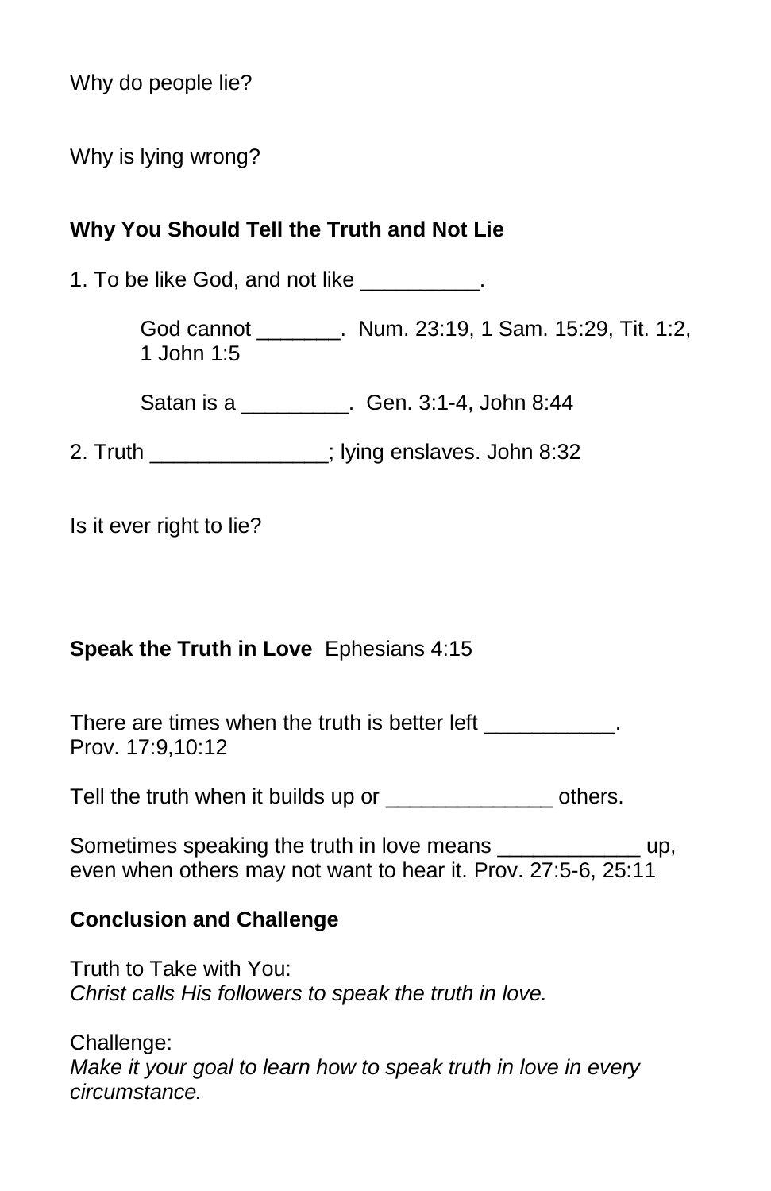Why do people lie?

Why is lying wrong?

**Why You Should Tell the Truth and Not Lie**

1. To be like God, and not like __________.

    God cannot _______. Num. 23:19, 1 Sam. 15:29, Tit. 1:2, 1 John 1:5

    Satan is a _________. Gen. 3:1-4, John 8:44

2. Truth _______________; lying enslaves. John 8:32

Is it ever right to lie?

**Speak the Truth in Love** Ephesians 4:15

There are times when the truth is better left ___________.
Prov. 17:9,10:12

Tell the truth when it builds up or ______________ others.

Sometimes speaking the truth in love means ____________ up, even when others may not want to hear it. Prov. 27:5-6, 25:11

**Conclusion and Challenge**

Truth to Take with You:
*Christ calls His followers to speak the truth in love.*

Challenge:
*Make it your goal to learn how to speak truth in love in every circumstance.*